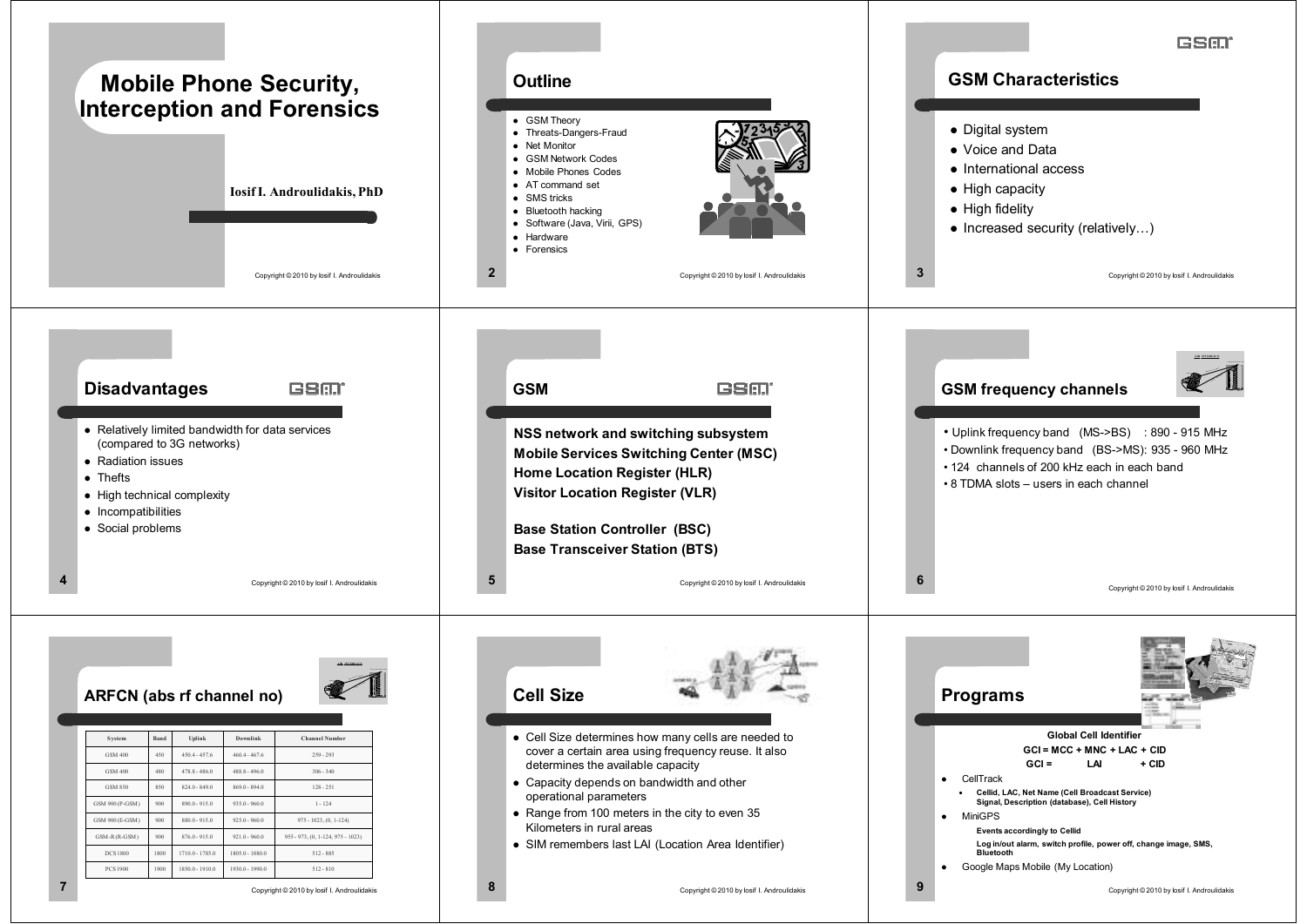# Mobile Phone Security, Interception and Forensics

**Iosif I. Androulidakis, PhD**

## Outline

- GSM Theory
- Threats-Dangers-Fraud
- Net Monitor
- GSM Network Codes
- Mobile Phones Codes
- AT command set
- SMS tricks
- Bluetooth hacking
- Software (Java, Virii, GPS)
- Hardware
- Forensics

## GSM Characteristics

- Digital system
- Voice and Data
- International access
- High capacity
- High fidelity
- Increased security (relatively…)

## Disadvantages

- Relatively limited bandwidth for data services (compared to 3G networks)
- Radiation issues
- Thefts
- High technical complexity
- Incompatibilities
- Social problems

## GSM

**NSS network and switching subsystem**
**Mobile Services Switching Center (MSC)**
**Home Location Register (HLR)**
**Visitor Location Register (VLR)**

**Base Station Controller (BSC)**
**Base Transceiver Station (BTS)**

## GSM frequency channels

- Uplink frequency band (MS->BS) : 890 - 915 MHz
- Downlink frequency band (BS->MS): 935 - 960 MHz
- 124 channels of 200 kHz each in each band
- 8 TDMA slots – users in each channel

## ARFCN (abs rf channel no)

| System | Band | Uplink | Downlink | Channel Number |
|---|---|---|---|---|
| GSM 400 | 450 | 450.4 - 457.6 | 460.4 - 467.6 | 259 - 293 |
| GSM 400 | 480 | 478.8 - 486.0 | 488.8 - 496.0 | 306 - 340 |
| GSM 850 | 850 | 824.0 - 849.0 | 869.0 - 894.0 | 128 - 251 |
| GSM 900 (P-GSM) | 900 | 890.0 - 915.0 | 935.0 - 960.0 | 1 - 124 |
| GSM 900 (E-GSM) | 900 | 880.0 - 915.0 | 925.0 - 960.0 | 975 - 1023, (0, 1-124) |
| GSM-R (R-GSM) | 900 | 876.0 - 915.0 | 921.0 - 960.0 | 955 - 973, (0, 1-124, 975 - 1023) |
| DCS 1800 | 1800 | 1710.0 - 1785.0 | 1805.0 - 1880.0 | 512 - 885 |
| PCS 1900 | 1900 | 1850.0 - 1910.0 | 1930.0 - 1990.0 | 512 - 810 |

## Cell Size

- Cell Size determines how many cells are needed to cover a certain area using frequency reuse. It also determines the available capacity
- Capacity depends on bandwidth and other operational parameters
- Range from 100 meters in the city to even 35 Kilometers in rural areas
- SIM remembers last LAI (Location Area Identifier)

## Programs

**Global Cell Identifier**
**GCI = MCC + MNC + LAC + CID**
**GCI = LAI + CID**

- CellTrack
  - **CellId, LAC, Net Name (Cell Broadcast Service) Signal, Description (database), Cell History**
- MiniGPS
  - **Events accordingly to CellId**
  - **Log in/out alarm, switch profile, power off, change image, SMS, Bluetooth**
- Google Maps Mobile (My Location)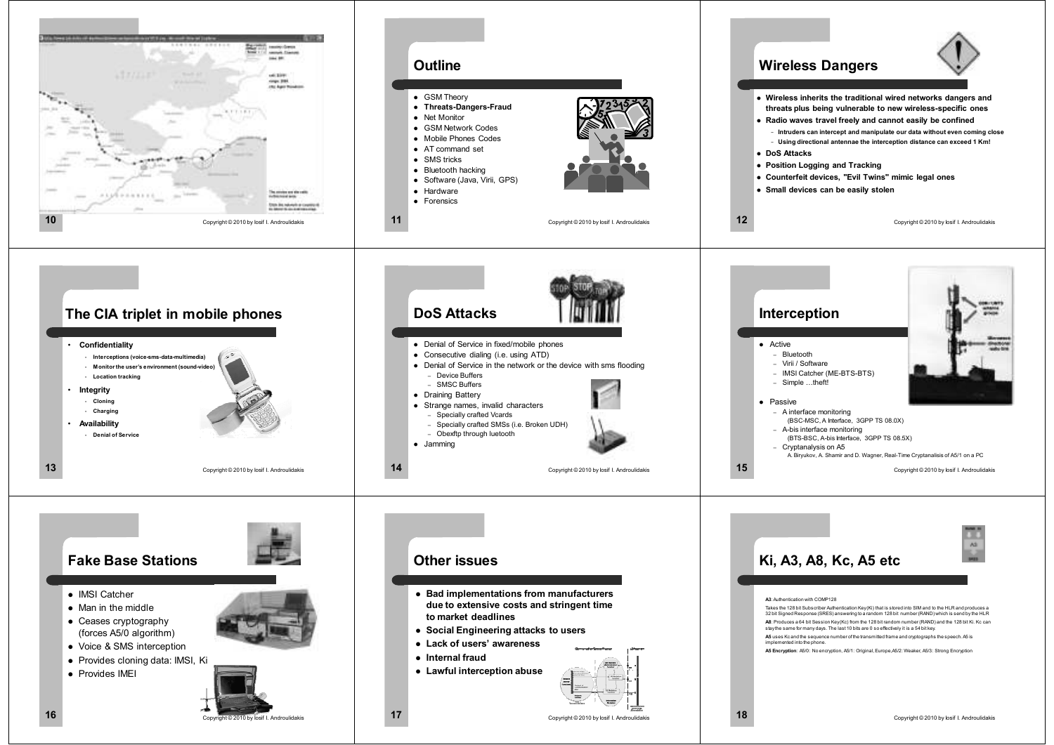## Outline

- GSM Theory
- **Threats-Dangers-Fraud**
- Net Monitor
- GSM Network Codes
- Mobile Phones Codes
- AT command set
- SMS tricks
- Bluetooth hacking
- Software (Java, Virii, GPS)
- Hardware
- Forensics

## Wireless Dangers

- **Wireless inherits the traditional wired networks dangers and threats plus being vulnerable to new wireless-specific ones**
- **Radio waves travel freely and cannot easily be confined**
  - **Intruders can intercept and manipulate our data without even coming close**
  - **Using directional antennae the interception distance can exceed 1 Km!**
- **DoS Attacks**
- **Position Logging and Tracking**
- **Counterfeit devices, "Evil Twins" mimic legal ones**
- **Small devices can be easily stolen**

## The CIA triplet in mobile phones

- **Confidentiality**
  - **Interceptions (voice-sms-data-multimedia)**
  - **Monitor the user's environment (sound-video)**
  - **Location tracking**
- **Integrity**
  - **Cloning**
  - **Charging**
- **Availability**
  - **Denial of Service**

## DoS Attacks

- Denial of Service in fixed/mobile phones
- Consecutive dialing (i.e. using ATD)
- Denial of Service in the network or the device with sms flooding
  - Device Buffers
  - SMSC Buffers
- Draining Battery
- Strange names, invalid characters
  - Specially crafted Vcards
  - Specially crafted SMSs (i.e. Broken UDH)
  - Obexftp through luetooth
- Jamming

## Interception

- Active
  - Bluetooth
  - Virii / Software
  - IMSI Catcher (ME-BTS-BTS)
  - Simple …theft!
- Passive
  - A interface monitoring
    (BSC-MSC, A Interface, 3GPP TS 08.0X)
  - A-bis interface monitoring
    (BTS-BSC, A-bis Interface, 3GPP TS 08.5X)
  - Cryptanalysis on A5
    A. Biryukov, A. Shamir and D. Wagner, Real-Time Cryptanalisis of A5/1 on a PC

## Fake Base Stations

- IMSI Catcher
- Man in the middle
- Ceases cryptography (forces A5/0 algorithm)
- Voice & SMS interception
- Provides cloning data: IMSI, Ki
- Provides IMEI

## Other issues

- **Bad implementations from manufacturers due to extensive costs and stringent time to market deadlines**
- **Social Engineering attacks to users**
- **Lack of users' awareness**
- **Internal fraud**
- **Lawful interception abuse**

## Ki, A3, A8, Kc, A5 etc

**A3**: Authentication with COMP128

Takes the 128 bit Subscriber Authentication Key(Ki) that is stored into SIM and to the HLR and produces a 32 bit Signed Response (SRES) answering to a random 128 bit number (RAND) which is send by the HLR

**A8**: Produces a 64 bit Session Key(Kc) from the 128 bit random number (RAND) and the 128 bit Ki. Kc can stay the same for many days. The last 10 bits are 0 so effectively it is a 54 bit key.

**A5** uses Kc and the sequence number of the transmitted frame and cryptographs the speech. A5 is implemented into the phone.

**A5 Encryption**: A5/0: No encryption, A5/1: Original, Europe, A5/2: Weaker, A5/3: Strong Encryption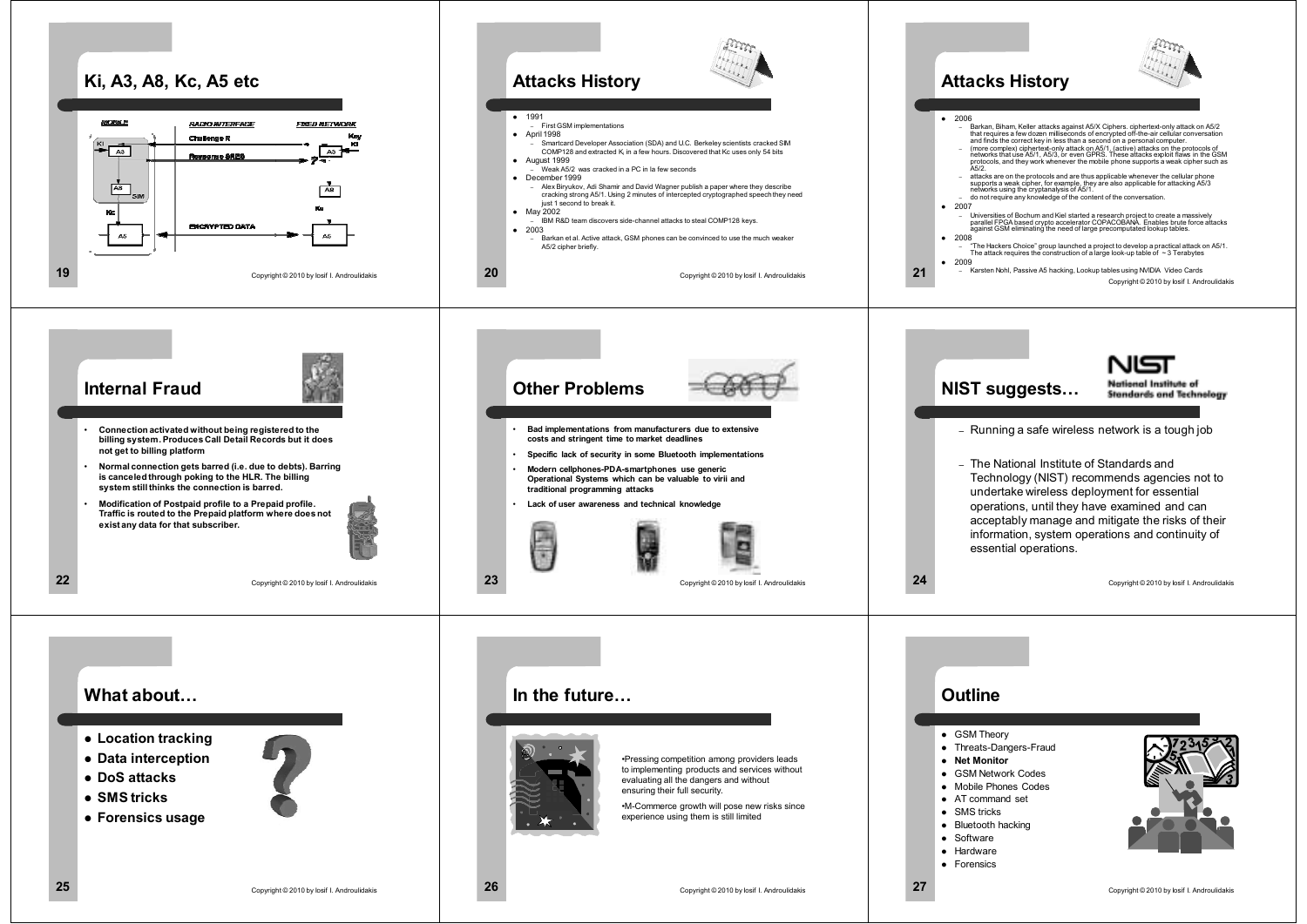## Ki, A3, A8, Kc, A5 etc

MOBILE | RADIO INTERFACE | FIXED NETWORK

Ki, A3, A8, SIM, Kc, A5

Challenge R

Response SRES

Key Ki

A3, A8, Kc, A5

ENCRYPTED DATA

## Attacks History

- 1991
  - First GSM implementations
- April 1998
  - Smartcard Developer Association (SDA) and U.C. Berkeley scientists cracked SIM COMP128 and extracted $K_i$ in a few hours. Discovered that Kc uses only 54 bits
- August 1999
  - Weak A5/2 was cracked in a PC in la few seconds
- December 1999
  - Alex Biryukov, Adi Shamir and David Wagner publish a paper where they describe cracking strong A5/1. Using 2 minutes of intercepted cryptographed speech they need just 1 second to break it.
- May 2002
  - IBM R&D team discovers side-channel attacks to steal COMP128 keys.
- 2003
  - Barkan et al. Active attack, GSM phones can be convinced to use the much weaker A5/2 cipher briefly.

## Attacks History

- 2006
  - Barkan, Biham, Keller attacks against A5/X Ciphers. ciphertext-only attack on A5/2 that requires a few dozen milliseconds of encrypted off-the-air cellular conversation and finds the correct key in less than a second on a personal computer.
  - (more complex) ciphertext-only attack on A5/1, (active) attacks on the protocols of networks that use A5/1, A5/3, or even GPRS. These attacks exploit flaws in the GSM protocols, and they work whenever the mobile phone supports a weak cipher such as A5/2.
  - attacks are on the protocols and are thus applicable whenever the cellular phone supports a weak cipher, for example, they are also applicable for attacking A5/3 networks using the cryptanalysis of A5/1.
  - do not require any knowledge of the content of the conversation.
- 2007
  - Universities of Bochum and Kiel started a research project to create a massively parallel FPGA based crypto accelerator COPACOBANA. Enables brute force attacks against GSM eliminating the need of large precomputated lookup tables.
- 2008
  - "The Hackers Choice" group launched a project to develop a practical attack on A5/1. The attack requires the construction of a large look-up table of ~3 Terabytes
- 2009
  - Karsten Nohl, Passive A5 hacking, Lookup tables using NVIDIA Video Cards

## Internal Fraud

- **Connection activated without being registered to the billing system. Produces Call Detail Records but it does not get to billing platform**
- **Normal connection gets barred (i.e. due to debts). Barring is canceled through poking to the HLR. The billing system still thinks the connection is barred.**
- **Modification of Postpaid profile to a Prepaid profile. Traffic is routed to the Prepaid platform where does not exist any data for that subscriber.**

## Other Problems

- **Bad implementations from manufacturers due to extensive costs and stringent time to market deadlines**
- **Specific lack of security in some Bluetooth implementations**
- **Modern cellphones-PDA-smartphones use generic Operational Systems which can be valuable to virii and traditional programming attacks**
- **Lack of user awareness and technical knowledge**

## NIST suggests…

NIST National Institute of Standards and Technology

- Running a safe wireless network is a tough job
- The National Institute of Standards and Technology (NIST) recommends agencies not to undertake wireless deployment for essential operations, until they have examined and can acceptably manage and mitigate the risks of their information, system operations and continuity of essential operations.

## What about…

- **Location tracking**
- **Data interception**
- **DoS attacks**
- **SMS tricks**
- **Forensics usage**

## In the future…

- Pressing competition among providers leads to implementing products and services without evaluating all the dangers and without ensuring their full security.
- M-Commerce growth will pose new risks since experience using them is still limited

## Outline

- GSM Theory
- Threats-Dangers-Fraud
- **Net Monitor**
- GSM Network Codes
- Mobile Phones Codes
- AT command set
- SMS tricks
- Bluetooth hacking
- Software
- Hardware
- Forensics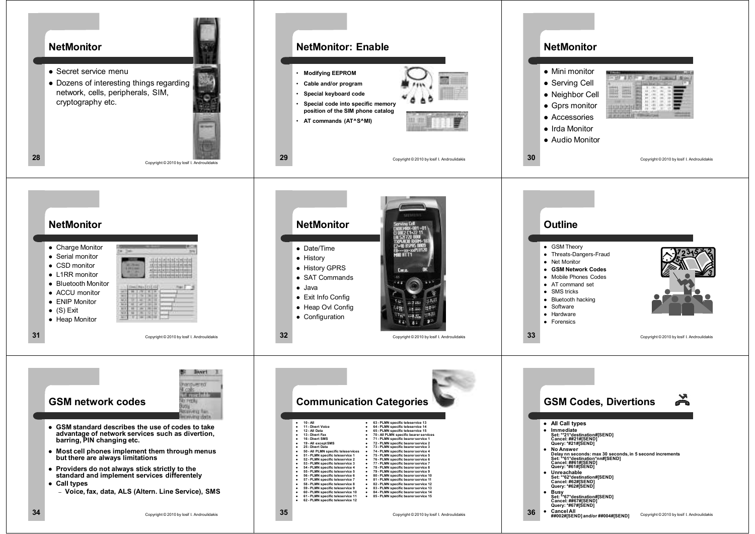## NetMonitor

- Secret service menu
- Dozens of interesting things regarding network, cells, peripherals, SIM, cryptography etc.

## NetMonitor: Enable

- **Modifying EEPROM**
- **Cable and/or program**
- **Special keyboard code**
- **Special code into specific memory position of the SIM phone catalog**
- **AT commands (AT^S^MI)**

## NetMonitor

- Mini monitor
- Serving Cell
- Neighbor Cell
- Gprs monitor
- Accessories
- Irda Monitor
- Audio Monitor

## NetMonitor

- Charge Monitor
- Serial monitor
- CSD monitor
- L1RR monitor
- Bluetooth Monitor
- ACCU monitor
- ENIP Monitor
- (S) Exit
- Heap Monitor

## NetMonitor

- Date/Time
- History
- History GPRS
- SAT Commands
- Java
- Exit Info Config
- Heap Ovl Config
- Configuration

## Outline

- GSM Theory
- Threats-Dangers-Fraud
- Net Monitor
- **GSM Network Codes**
- Mobile Phones Codes
- AT command set
- SMS tricks
- Bluetooth hacking
- Software
- Hardware
- Forensics

## GSM network codes

- **GSM standard describes the use of codes to take advantage of network services such as divertion, barring, PIN changing etc.**
- **Most cell phones implement them through menus but there are always limitations**
- **Providers do not always stick strictly to the standard and implement services differentely**
- **Call types**
  - **Voice, fax, data, ALS (Altern. Line Service), SMS**

## Communication Categories

- 10 - All
- 11 - Divert Voice
- 12 - All Data
- 13 - Divert Fax
- 16 - Divert SMS
- 19 - All except SMS
- 25 - Divert Data
- 50 - All PLMN specific teleservices
- 51 - PLMN specific teleservice 1
- 52 - PLMN specific teleservice 2
- 53 - PLMN specific teleservice 3
- 54 - PLMN specific teleservice 4
- 55 - PLMN specific teleservice 5
- 56 - PLMN specific teleservice 6
- 57 - PLMN specific teleservice 7
- 58 - PLMN specific teleservice 8
- 59 - PLMN specific teleservice 9
- 60 - PLMN specific teleservice 10
- 61 - PLMN specific teleservice 11
- 62 - PLMN specific teleservice 12
- 63 - PLMN specific teleservice 13
- 64 - PLMN specific teleservice 14
- 65 - PLMN specific teleservice 15
- 70 - All PLMN specific bearer services
- 71 - PLMN specific bearer service 1
- 72 - PLMN specific bearer service 2
- 73 - PLMN specific bearer service 3
- 74 - PLMN specific bearer service 4
- 75 - PLMN specific bearer service 5
- 76 - PLMN specific bearer service 6
- 77 - PLMN specific bearer service 7
- 78 - PLMN specific bearer service 8
- 79 - PLMN specific bearer service 9
- 80 - PLMN specific bearer service 10
- 81 - PLMN specific bearer service 11
- 82 - PLMN specific bearer service 12
- 83 - PLMN specific bearer service 13
- 84 - PLMN specific bearer service 14
- 85 - PLMN specific bearer service 15

## GSM Codes, Divertions

- **All Call types**
- **Immediate**
  **Set: **21*destination#[SEND]**
  **Cancel: ##21#[SEND]**
  **Query: *#21#[SEND]**
- **No Answer**
  **Delay nn seconds: max 30 seconds, in 5 second increments**
  **Set: **61*destination*nn#[SEND]**
  **Cancel: ##61#[SEND]**
  **Query: *#61#[SEND]**
- **Unreachable**
  **Set: **62*destination#[SEND]**
  **Cancel: ##62#[SEND]**
  **Query: *#62#[SEND]**
- **Busy**
  **Set: **67*destination#[SEND]**
  **Cancel: ##67#[SEND]**
  **Query: *#67#[SEND]**
- **Cancel All**
  **##002#[SEND] and/or ##004#[SEND]**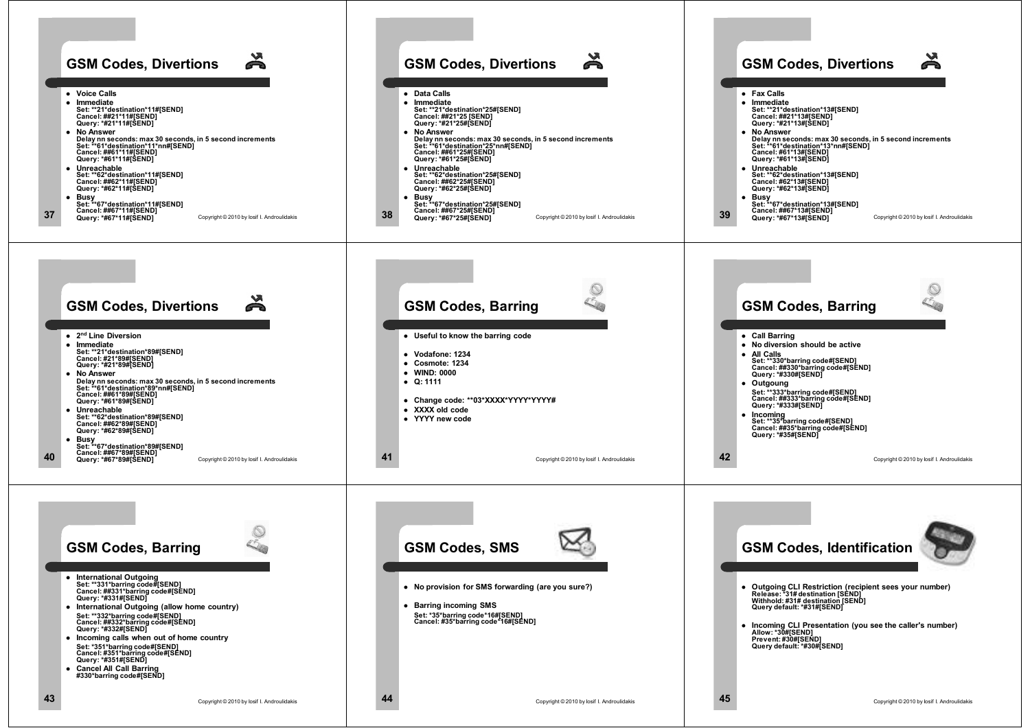## GSM Codes, Divertions

- **Voice Calls**
- **Immediate**
  Set: **21*destination*11#[SEND]
  Cancel: ##21*11#[SEND]
  Query: *#21*11#[SEND]
- **No Answer**
  Delay nn seconds: max 30 seconds, in 5 second increments
  Set: **61*destination*11*nn#[SEND]
  Cancel: ##61*11#[SEND]
  Query: *#61*11#[SEND]
- **Unreachable**
  Set: **62*destination*11#[SEND]
  Cancel: ##62*11#[SEND]
  Query: *#62*11#[SEND]
- **Busy**
  Set: **67*destination*11#[SEND]
  Cancel: ##67*11#[SEND]
  Query: *#67*11#[SEND]

## GSM Codes, Divertions

- **Data Calls**
- **Immediate**
  Set: **21*destination*25#[SEND]
  Cancel: ##21*25 [SEND]
  Query: *#21*25#[SEND]
- **No Answer**
  Delay nn seconds: max 30 seconds, in 5 second increments
  Set: **61*destination*25*nn#[SEND]
  Cancel: ##61*25#[SEND]
  Query: *#61*25#[SEND]
- **Unreachable**
  Set: **62*destination*25#[SEND]
  Cancel: ##62*25#[SEND]
  Query: *#62*25#[SEND]
- **Busy**
  Set: **67*destination*25#[SEND]
  Cancel: ##67*25#[SEND]
  Query: *#67*25#[SEND]

## GSM Codes, Divertions

- **Fax Calls**
- **Immediate**
  Set: **21*destination*13#[SEND]
  Cancel: ##21*13#[SEND]
  Query: *#21*13#[SEND]
- **No Answer**
  Delay nn seconds: max 30 seconds, in 5 second increments
  Set: **61*destination*13*nn#[SEND]
  Cancel: #61*13#[SEND]
  Query: *#61*13#[SEND]
- **Unreachable**
  Set: **62*destination*13#[SEND]
  Cancel: #62*13#[SEND]
  Query: *#62*13#[SEND]
- **Busy**
  Set: **67*destination*13#[SEND]
  Cancel: ##67*13#[SEND]
  Query: *#67*13#[SEND]

## GSM Codes, Divertions

- **2nd Line Diversion**
- **Immediate**
  Set: **21*destination*89#[SEND]
  Cancel: #21*89#[SEND]
  Query: *#21*89#[SEND]
- **No Answer**
  Delay nn seconds: max 30 seconds, in 5 second increments
  Set: **61*destination*89*nn#[SEND]
  Cancel: ##61*89#[SEND]
  Query: *#61*89#[SEND]
- **Unreachable**
  Set: **62*destination*89#[SEND]
  Cancel: ##62*89#[SEND]
  Query: *#62*89#[SEND]
- **Busy**
  Set: **67*destination*89#[SEND]
  Cancel: ##67*89#[SEND]
  Query: *#67*89#[SEND]

## GSM Codes, Barring

- **Useful to know the barring code**
- **Vodafone: 1234**
- **Cosmote: 1234**
- **WIND: 0000**
- **Q: 1111**
- **Change code: **03*XXXX*YYYY*YYYY#**
- **XXXX old code**
- **YYYY new code**

## GSM Codes, Barring

- **Call Barring**
- **No diversion should be active**
- **All Calls**
  Set: **330*barring code#[SEND]
  Cancel: ##330*barring code#[SEND]
  Query: *#330#[SEND]
- **Outgoung**
  Set: **333*barring code#[SEND]
  Cancel: ##333*barring code#[SEND]
  Query: *#333#[SEND]
- **Incoming**
  Set: **35*barring code#[SEND]
  Cancel: ##35*barring code#[SEND]
  Query: *#35#[SEND]

## GSM Codes, Barring

- **International Outgoing**
  Set: **331*barring code#[SEND]
  Cancel: ##331*barring code#[SEND]
  Query: *#331#[SEND]
- **International Outgoing (allow home country)**
  Set: **332*barring code#[SEND]
  Cancel: ##332*barring code#[SEND]
  Query: *#332#[SEND]
- **Incoming calls when out of home country**
  Set: *351*barring code#[SEND]
  Cancel: #351*barring code#[SEND]
  Query: *#351#[SEND]
- **Cancel All Call Barring**
  #330*barring code#[SEND]

## GSM Codes, SMS

- **No provision for SMS forwarding (are you sure?)**
- **Barring incoming SMS**
  Set: *35*barring code*16#[SEND]
  Cancel: #35*barring code*16#[SEND]

## GSM Codes, Identification

- **Outgoing CLI Restriction (recipient sees your number)**
  Release: *31# destination [SEND]
  Withhold: #31# destination [SEND]
  Query default: *#31#[SEND]
- **Incoming CLI Presentation (you see the caller's number)**
  Allow: *30#[SEND]
  Prevent: #30#[SEND]
  Query default: *#30#[SEND]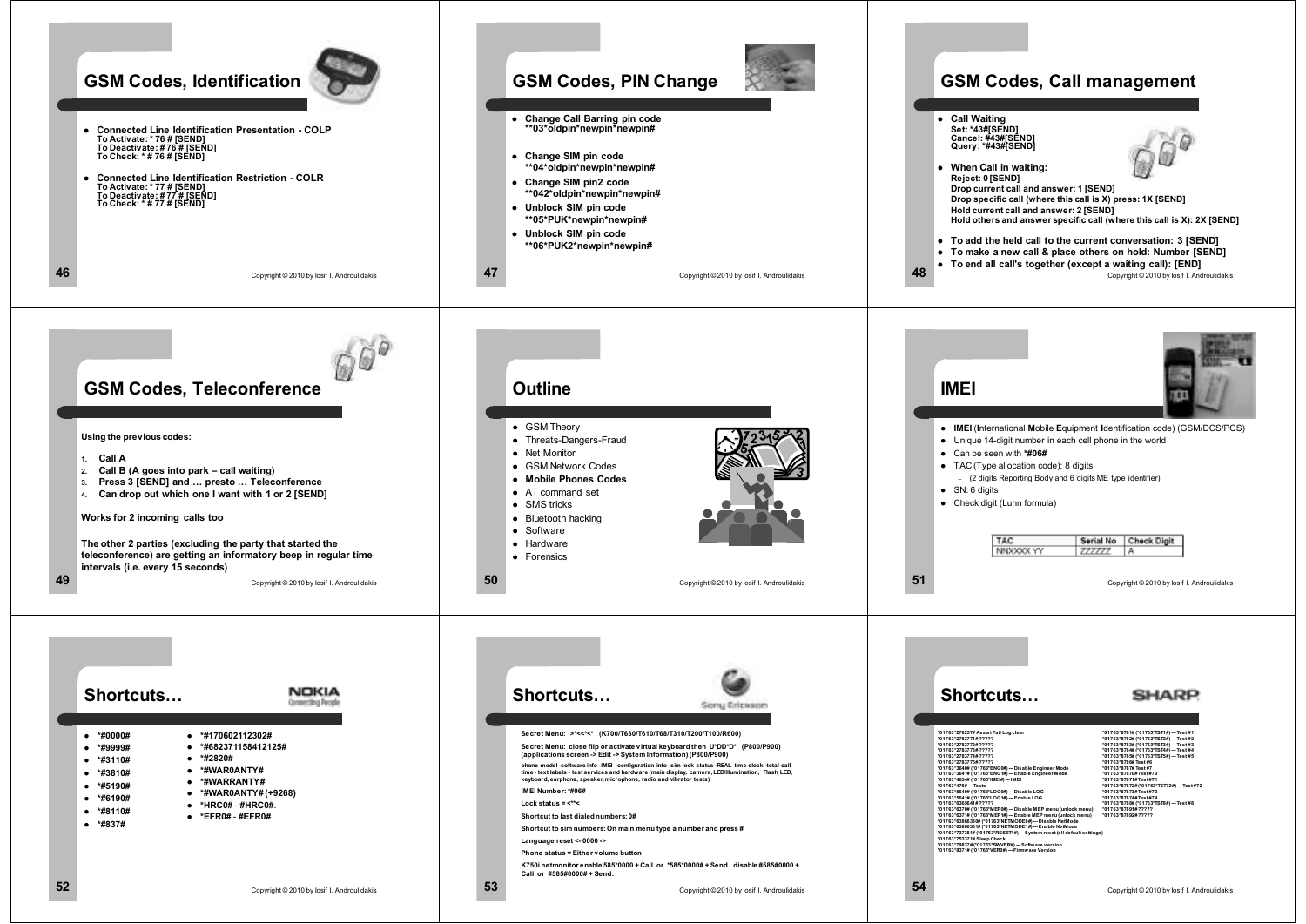## GSM Codes, Identification

- **Connected Line Identification Presentation - COLP**
  **To Activate: * 76 # [SEND]**
  **To Deactivate: # 76 # [SEND]**
  **To Check: * # 76 # [SEND]**
- **Connected Line Identification Restriction - COLR**
  **To Activate: * 77 # [SEND]**
  **To Deactivate: # 77 # [SEND]**
  **To Check: * # 77 # [SEND]**

Copyright © 2010 by Iosif I. Androulidakis

## GSM Codes, PIN Change

- **Change Call Barring pin code**
  **03*oldpin*newpin*newpin#
- **Change SIM pin code**
  **04*oldpin*newpin*newpin#
- **Change SIM pin2 code**
  **042*oldpin*newpin*newpin#
- **Unblock SIM pin code**
  **05*PUK*newpin*newpin#
- **Unblock SIM pin code**
  **06*PUK2*newpin*newpin#

Copyright © 2010 by Iosif I. Androulidakis

## GSM Codes, Call management

- **Call Waiting**
  **Set: *43#[SEND]**
  **Cancel: #43#[SEND]**
  **Query: *#43#[SEND]**
- **When Call in waiting:**
  **Reject: 0 [SEND]**
  **Drop current call and answer: 1 [SEND]**
  **Drop specific call (where this call is X) press: 1X [SEND]**
  **Hold current call and answer: 2 [SEND]**
  **Hold others and answer specific call (where this call is X): 2X [SEND]**
- **To add the held call to the current conversation: 3 [SEND]**
- **To make a new call & place others on hold: Number [SEND]**
- **To end all call's together (except a waiting call): [END]**

Copyright © 2010 by Iosif I. Androulidakis

## GSM Codes, Teleconference

**Using the previous codes:**

1. **Call A**
2. **Call B (A goes into park – call waiting)**
3. **Press 3 [SEND] and … presto … Teleconference**
4. **Can drop out which one I want with 1 or 2 [SEND]**

**Works for 2 incoming calls too**

**The other 2 parties (excluding the party that started the teleconference) are getting an informatory beep in regular time intervals (i.e. every 15 seconds)**

Copyright © 2010 by Iosif I. Androulidakis

## Outline

- GSM Theory
- Threats-Dangers-Fraud
- Net Monitor
- GSM Network Codes
- **Mobile Phones Codes**
- AT command set
- SMS tricks
- Bluetooth hacking
- Software
- Hardware
- Forensics

Copyright © 2010 by Iosif I. Androulidakis

## IMEI

- **IMEI** (**I**nternational **M**obile **E**quipment **I**dentification code) (GSM/DCS/PCS)
- Unique 14-digit number in each cell phone in the world
- Can be seen with ***#06#**
- TAC (Type allocation code): 8 digits
  - (2 digits Reporting Body and 6 digits ME type identifier)
- SN: 6 digits
- Check digit (Luhn formula)

| TAC | Serial No | Check Digit |
|---|---|---|
| NNXXXX YY | ZZZZZZ | A |

Copyright © 2010 by Iosif I. Androulidakis

## Shortcuts…

NOKIA Connecting People

- ***#0000#**
- ***#9999#**
- ***3110#**
- ***3810#**
- ***5190#**
- ***6190#**
- ***8110#**
- ***#837#**
- ***#170602112302#**
- ***#682371158412125#**
- ***#2820#**
- ***#WAR0ANTY#**
- ***#WARRANTY#**
- ***#WAR0ANTY#(+9268)**
- ***HRC0# - #HRC0#.**
- ***EFR0# - #EFR0#**

Copyright © 2010 by Iosif I. Androulidakis

## Shortcuts…

Sony Ericsson

**Secret Menu: >*<<*<* (K700/T630/T610/T68/T310/T200/T100/R600)**

**Secret Menu: close flip or activate virtual keyboard then U*DD*D* (P800/P900) (applications screen -> Edit -> System Information) (P800/P900)**

**phone model -software info -IMEI -configuration info -sim lock status -REAL time clock -total call time - text labels - test services and hardware (main display, camera, LED/illumination, Flash LED, keyboard, earphone, speaker, microphone, radio and vibrator tests)**

**IMEI Number: *#06#**

**Lock status = <**<**

**Shortcut to last dialed numbers: 0#**

**Shortcut to sim numbers: On main menu type a number and press #**

**Language reset <- 0000 ->**

**Phone status = Either volume button**

**K750i netmonitor enable 585*0000 + Call or *585*0000# + Send. disable #585#0000 + Call or #585#0000# + Send.**

Copyright © 2010 by Iosif I. Androulidakis

## Shortcuts…

SHARP

*01763*278257# Assert Fail Log clear
*01763*278371# ?????
*01763*278372# ?????
*01763*278373# ?????
*01763*278374# ?????
*01763*278375# ?????
*01763*3640# (*01763*ENG0#) — Disable Engineer Mode
*01763*3641# (*01763*ENG1#) — Enable Engineer Mode
*01763*4634# (*01763*IMEI#) — IMEI
*01763*476# — Tests
*01763*5640# (*01763*LOG0#) — Disable LOG
*01763*5641# (*01763*LOG1#) — Enable LOG
*01763*636841# ?????
*01763*6370# (*01763*MEP0#) — Disable MEP menu (unlock menu)
*01763*6371# (*01763*MEP1#) — Enable MEP menu (unlock menu)
*01763*6386330# (*01763*NETMODE0#) — Disable NetMode
*01763*6386331# (*01763*NETMODE1#) — Enable NetMode
*01763*737381# (*01763*RESET#) — System reset (all default settings)
*01763*75337# Sleep Check
*01763*79837# (*01763*SWVER#) — Software version
*01763*8371# (*01763*VER0#) — Firmware Version
*01763*8781# (*01763*TST1#) — Test #1
*01763*8782# (*01763*TST2#) — Test #2
*01763*8783# (*01763*TST3#) — Test #3
*01763*8784# (*01763*TST4#) — Test #4
*01763*8785# (*01763*TST5#) — Test #5
*01763*8786# Test #6
*01763*8787# Test #7
*01763*8787# Test #70
*01763*87871# Test #71
*01763*87872# (*01763*TST72#) — Test #72
*01763*87873# Test #73
*01763*87874# Test #74
*01763*8788# (*01763*TST8#) — Test #8
*01763*87891# ?????
*01763*87892# ?????

Copyright © 2010 by Iosif I. Androulidakis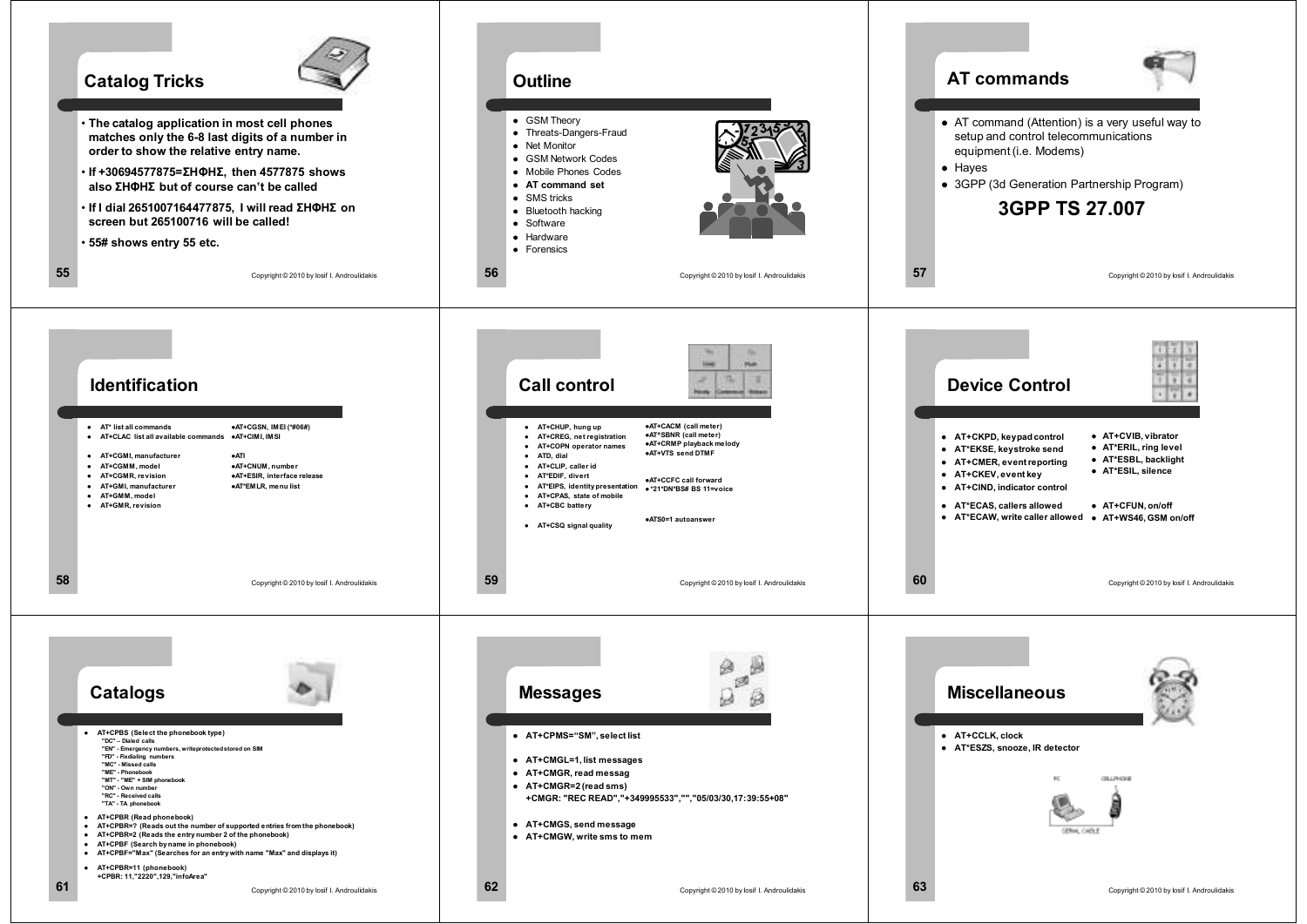## Catalog Tricks

- **The catalog application in most cell phones matches only the 6-8 last digits of a number in order to show the relative entry name.**
- **If +30694577875=ΣΗΦΗΣ, then 4577875 shows also ΣΗΦΗΣ but of course can't be called**
- **If I dial 2651007164477875, I will read ΣΗΦΗΣ on screen but 265100716 will be called!**
- **55# shows entry 55 etc.**

## Outline

- GSM Theory
- Threats-Dangers-Fraud
- Net Monitor
- GSM Network Codes
- Mobile Phones Codes
- **AT command set**
- SMS tricks
- Bluetooth hacking
- Software
- Hardware
- Forensics

## AT commands

- AT command (Attention) is a very useful way to setup and control telecommunications equipment (i.e. Modems)
- Hayes
- 3GPP (3d Generation Partnership Program)

**3GPP TS 27.007**

## Identification

- **AT* list all commands**
- **AT+CLAC list all available commands**
- **AT+CGMI, manufacturer**
- **AT+CGMM, model**
- **AT+CGMR, revision**
- **AT+GMI, manufacturer**
- **AT+GMM, model**
- **AT+GMR, revision**
- **AT+CGSN, IMEI (*#06#)**
- **AT+CIMI, IMSI**
- **ATI**
- **AT+CNUM, number**
- **AT+ESIR, interface release**
- **AT*EMLR, menu list**

## Call control

- **AT+CHUP, hung up**
- **AT+CREG, net registration**
- **AT+COPN operator names**
- **ATD, dial**
- **AT+CLIP, caller id**
- **AT*EDIF, divert**
- **AT*EIPS, identity presentation**
- **AT+CPAS, state of mobile**
- **AT+CBC battery**
- **AT+CSQ signal quality**
- **AT+CACM (call meter)**
- **AT^SBNR (call meter)**
- **AT+CRMP playback melody**
- **AT+VTS send DTMF**
- **AT+CCFC call forward**
- ***21*DN*BS# BS 11=voice**
- **ATS0=1 autoanswer**

## Device Control

- **AT+CKPD, keypad control**
- **AT*EKSE, keystroke send**
- **AT+CMER, event reporting**
- **AT+CKEV, event key**
- **AT+CIND, indicator control**
- **AT*ECAS, callers allowed**
- **AT*ECAW, write caller allowed**
- **AT+CVIB, vibrator**
- **AT*ERIL, ring level**
- **AT*ESBL, backlight**
- **AT*ESIL, silence**
- **AT+CFUN, on/off**
- **AT+WS46, GSM on/off**

## Catalogs

- **AT+CPBS (Select the phonebook type)**
  - "DC" – Dialed calls
  - "EN" - Emergency numbers, writeprotected stored on SIM
  - "FD" - Fixdialing numbers
  - "MC" - Missed calls
  - "ME" - Phonebook
  - "MT" - "ME" + SIM phonebook
  - "ON" - Own number
  - "RC" - Received calls
  - "TA" - TA phonebook
- **AT+CPBR (Read phonebook)**
- **AT+CPBR=? (Reads out the number of supported entries from the phonebook)**
- **AT+CPBR=2 (Reads the entry number 2 of the phonebook)**
- **AT+CPBF (Search by name in phonebook)**
- **AT+CPBF="Max" (Searches for an entry with name "Max" and displays it)**
- **AT+CPBR=11 (phonebook)**
  **+CPBR: 11,"2220",129,"infoArea"**

## Messages

- **AT+CPMS="SM", select list**
- **AT+CMGL=1, list messages**
- **AT+CMGR, read messag**
- **AT+CMGR=2 (read sms)**
  **+CMGR: "REC READ","+349995533","","05/03/30,17:39:55+08"**
- **AT+CMGS, send message**
- **AT+CMGW, write sms to mem**

## Miscellaneous

- **AT+CCLK, clock**
- **AT*ESZS, snooze, IR detector**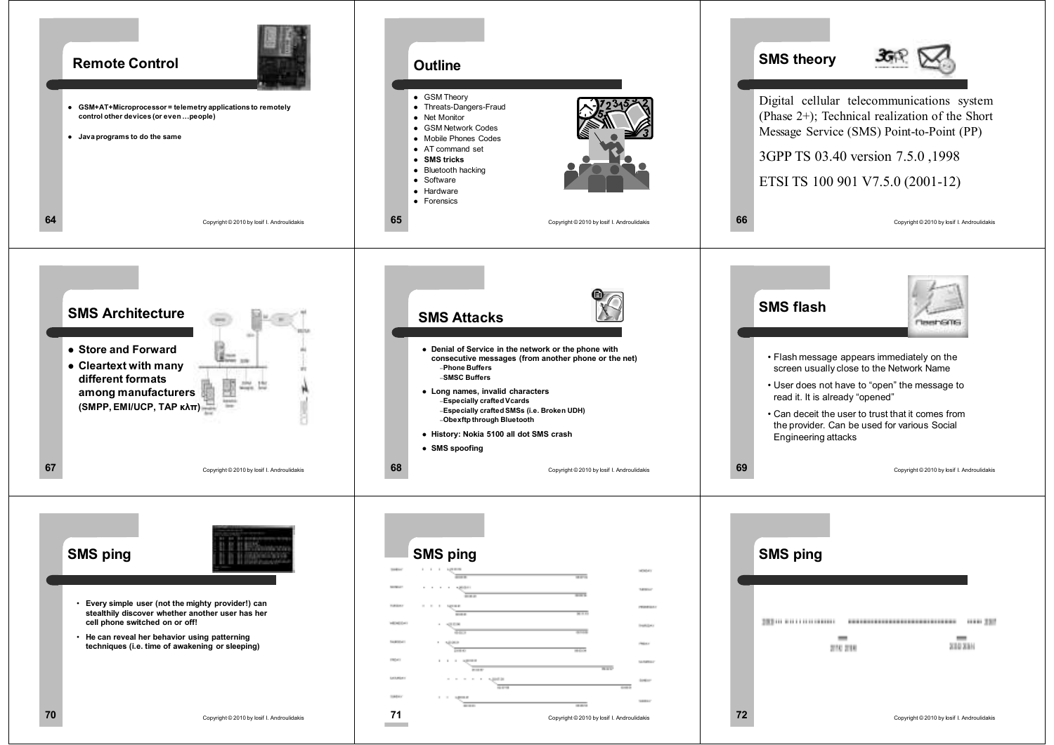## Remote Control

- GSM+AT+Microprocessor = telemetry applications to remotely control other devices (or even …people)
- Java programs to do the same

## Outline

- GSM Theory
- Threats-Dangers-Fraud
- Net Monitor
- GSM Network Codes
- Mobile Phones Codes
- AT command set
- **SMS tricks**
- Bluetooth hacking
- Software
- Hardware
- Forensics

## SMS theory

Digital cellular telecommunications system (Phase 2+); Technical realization of the Short Message Service (SMS) Point-to-Point (PP)

3GPP TS 03.40 version 7.5.0 ,1998

ETSI TS 100 901 V7.5.0 (2001-12)

## SMS Architecture

- Store and Forward
- Cleartext with many different formats among manufacturers (SMPP, EMI/UCP, TAP κλπ)

## SMS Attacks

- Denial of Service in the network or the phone with consecutive messages (from another phone or the net)
  - Phone Buffers
  - SMSC Buffers
- Long names, invalid characters
  - Especially crafted Vcards
  - Especially crafted SMSs (i.e. Broken UDH)
  - Obexftp through Bluetooth
- History: Nokia 5100 all dot SMS crash
- SMS spoofing

## SMS flash

- Flash message appears immediately on the screen usually close to the Network Name
- User does not have to "open" the message to read it. It is already "opened"
- Can deceit the user to trust that it comes from the provider. Can be used for various Social Engineering attacks

## SMS ping

- Every simple user (not the mighty provider!) can stealthily discover whether another user has her cell phone switched on or off!
- He can reveal her behavior using patterning techniques (i.e. time of awakening or sleeping)

## SMS ping

## SMS ping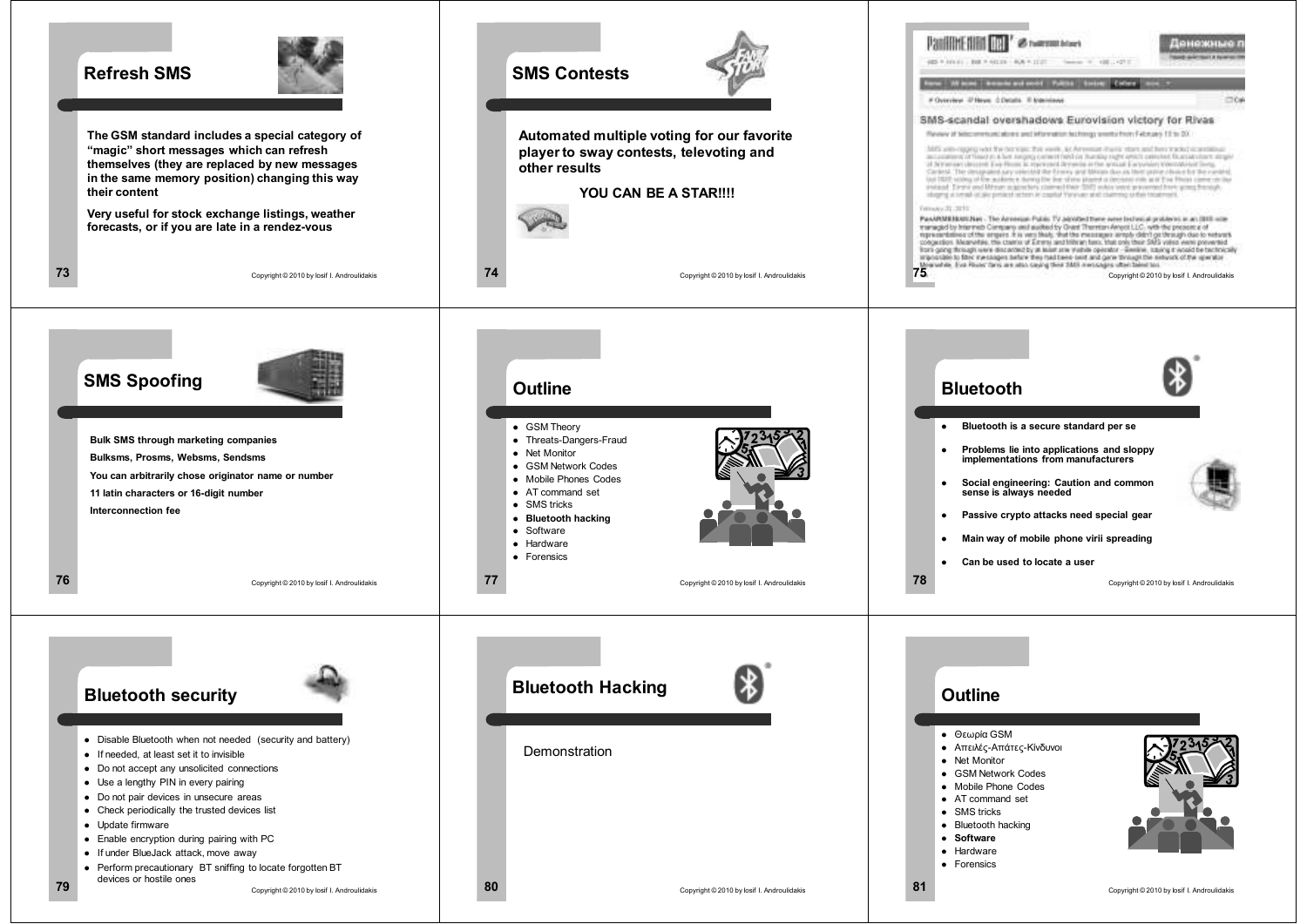## Refresh SMS

**The GSM standard includes a special category of "magic" short messages which can refresh themselves (they are replaced by new messages in the same memory position) changing this way their content**

**Very useful for stock exchange listings, weather forecasts, or if you are late in a rendez-vous**

## SMS Contests

**Automated multiple voting for our favorite player to sway contests, televoting and other results**

**YOU CAN BE A STAR!!!!**

## SMS-scandal overshadows Eurovision victory for Rivas

## SMS Spoofing

**Bulk SMS through marketing companies**

**Bulksms, Prosms, Websms, Sendsms**

**You can arbitrarily chose originator name or number**

**11 latin characters or 16-digit number**

**Interconnection fee**

## Outline

- GSM Theory
- Threats-Dangers-Fraud
- Net Monitor
- GSM Network Codes
- Mobile Phones Codes
- AT command set
- SMS tricks
- **Bluetooth hacking**
- Software
- Hardware
- Forensics

## Bluetooth

- **Bluetooth is a secure standard per se**
- **Problems lie into applications and sloppy implementations from manufacturers**
- **Social engineering: Caution and common sense is always needed**
- **Passive crypto attacks need special gear**
- **Main way of mobile phone virii spreading**
- **Can be used to locate a user**

## Bluetooth security

- Disable Bluetooth when not needed (security and battery)
- If needed, at least set it to invisible
- Do not accept any unsolicited connections
- Use a lengthy PIN in every pairing
- Do not pair devices in unsecure areas
- Check periodically the trusted devices list
- Update firmware
- Enable encryption during pairing with PC
- If under BlueJack attack, move away
- Perform precautionary BT sniffing to locate forgotten BT devices or hostile ones

## Bluetooth Hacking

Demonstration

## Outline

- Θεωρία GSM
- Απειλές-Απάτες-Κίνδυνοι
- Net Monitor
- GSM Network Codes
- Mobile Phone Codes
- AT command set
- SMS tricks
- Bluetooth hacking
- **Software**
- Hardware
- Forensics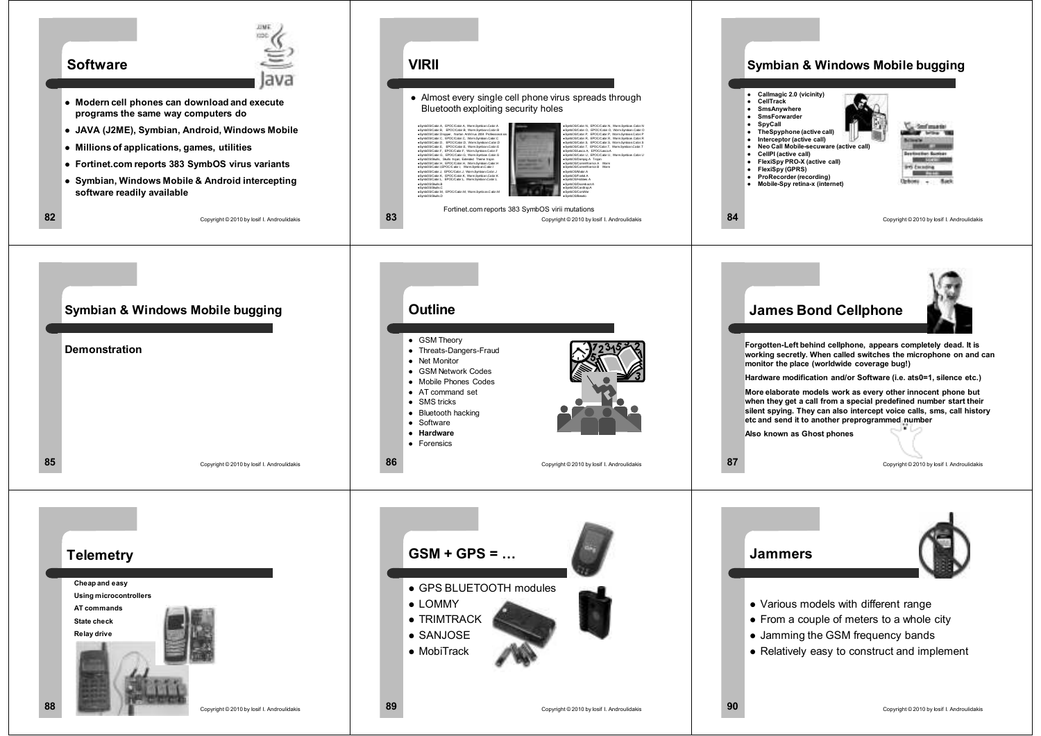## Software

- Modern cell phones can download and execute programs the same way computers do
- JAVA (J2ME), Symbian, Android, Windows Mobile
- Millions of applications, games, utilities
- Fortinet.com reports 383 SymbOS virus variants
- Symbian, Windows Mobile & Android intercepting software readily available

## VIRII

- Almost every single cell phone virus spreads through Bluetooth exploiting security holes

Fortinet.com reports 383 SymbOS virii mutations

## Symbian & Windows Mobile bugging

- Callmagic 2.0 (vicinity)
- CellTrack
- SmsAnywhere
- SmsForwarder
- SpyCall
- TheSpyphone (active call)
- Interceptor (active call)
- Neo Call Mobile-secuware (active call)
- CellPI (active call)
- FlexiSpy PRO-X (active call)
- FlexiSpy (GPRS)
- ProRecorder (recording)
- Mobile-Spy retina-x (internet)

## Symbian & Windows Mobile bugging

**Demonstration**

## Outline

- GSM Theory
- Threats-Dangers-Fraud
- Net Monitor
- GSM Network Codes
- Mobile Phones Codes
- AT command set
- SMS tricks
- Bluetooth hacking
- Software
- **Hardware**
- Forensics

## James Bond Cellphone

Forgotten-Left behind cellphone, appears completely dead. It is working secretly. When called switches the microphone on and can monitor the place (worldwide coverage bug!)

Hardware modification and/or Software (i.e. ats0=1, silence etc.)

More elaborate models work as every other innocent phone but when they get a call from a special predefined number start their silent spying. They can also intercept voice calls, sms, call history etc and send it to another preprogrammed number

Also known as Ghost phones

## Telemetry

- Cheap and easy
- Using microcontrollers
- AT commands
- State check
- Relay drive

## GSM + GPS = …

- GPS BLUETOOTH modules
- LOMMY
- TRIMTRACK
- SANJOSE
- MobiTrack

## Jammers

- Various models with different range
- From a couple of meters to a whole city
- Jamming the GSM frequency bands
- Relatively easy to construct and implement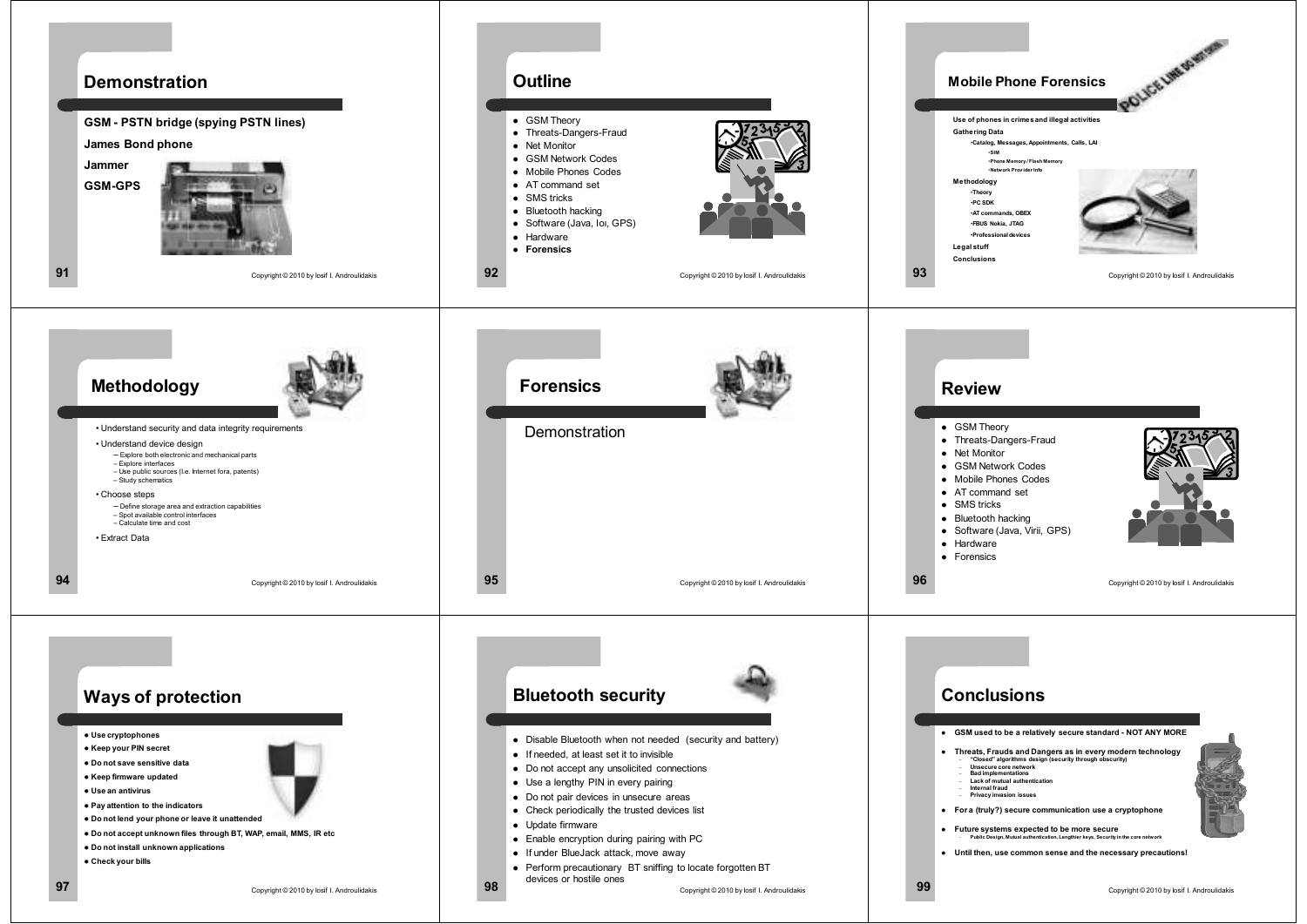## Demonstration

**GSM - PSTN bridge (spying PSTN lines)**

**James Bond phone**

**Jammer**

**GSM-GPS**

## Outline

- GSM Theory
- Threats-Dangers-Fraud
- Net Monitor
- GSM Network Codes
- Mobile Phones Codes
- AT command set
- SMS tricks
- Bluetooth hacking
- Software (Java, Ioι, GPS)
- Hardware
- **Forensics**

## Mobile Phone Forensics

**Use of phones in crimes and illegal activities**

**Gathering Data**

- **Catalog, Messages, Appointments, Calls, LAI**
  - **SIM**
  - **Phone Memory / Flash Memory**
  - **Network Provider Info**

**Methodology**

- **Theory**
- **PC SDK**
- **AT commands, OBEX**
- **FBUS Nokia, JTAG**
- **Professional devices**

**Legal stuff**

**Conclusions**

## Methodology

- Understand security and data integrity requirements
- Understand device design
  - Explore both electronic and mechanical parts
  - Explore interfaces
  - Use public sources (I.e. Internet fora, patents)
  - Study schematics
- Choose steps
  - Define storage area and extraction capabilities
  - Spot available control interfaces
  - Calculate time and cost
- Extract Data

## Forensics

Demonstration

## Review

- GSM Theory
- Threats-Dangers-Fraud
- Net Monitor
- GSM Network Codes
- Mobile Phones Codes
- AT command set
- SMS tricks
- Bluetooth hacking
- Software (Java, Virii, GPS)
- Hardware
- Forensics

## Ways of protection

- **Use cryptophones**
- **Keep your PIN secret**
- **Do not save sensitive data**
- **Keep firmware updated**
- **Use an antivirus**
- **Pay attention to the indicators**
- **Do not lend your phone or leave it unattended**
- **Do not accept unknown files through BT, WAP, email, MMS, IR etc**
- **Do not install unknown applications**
- **Check your bills**

## Bluetooth security

- Disable Bluetooth when not needed (security and battery)
- If needed, at least set it to invisible
- Do not accept any unsolicited connections
- Use a lengthy PIN in every pairing
- Do not pair devices in unsecure areas
- Check periodically the trusted devices list
- Update firmware
- Enable encryption during pairing with PC
- If under BlueJack attack, move away
- Perform precautionary BT sniffing to locate forgotten BT devices or hostile ones

## Conclusions

- **GSM used to be a relatively secure standard - NOT ANY MORE**
- **Threats, Frauds and Dangers as in every modern technology**
  - **"Closed" algorithms design (security through obscurity)**
  - **Unsecure core network**
  - **Bad implementations**
  - **Lack of mutual authentication**
  - **Internal fraud**
  - **Privacy invasion issues**
- **For a (truly?) secure communication use a cryptophone**
- **Future systems expected to be more secure**
  - **Public Design, Mutual authentication, Lengthier keys, Security in the core network**
- **Until then, use common sense and the necessary precautions!**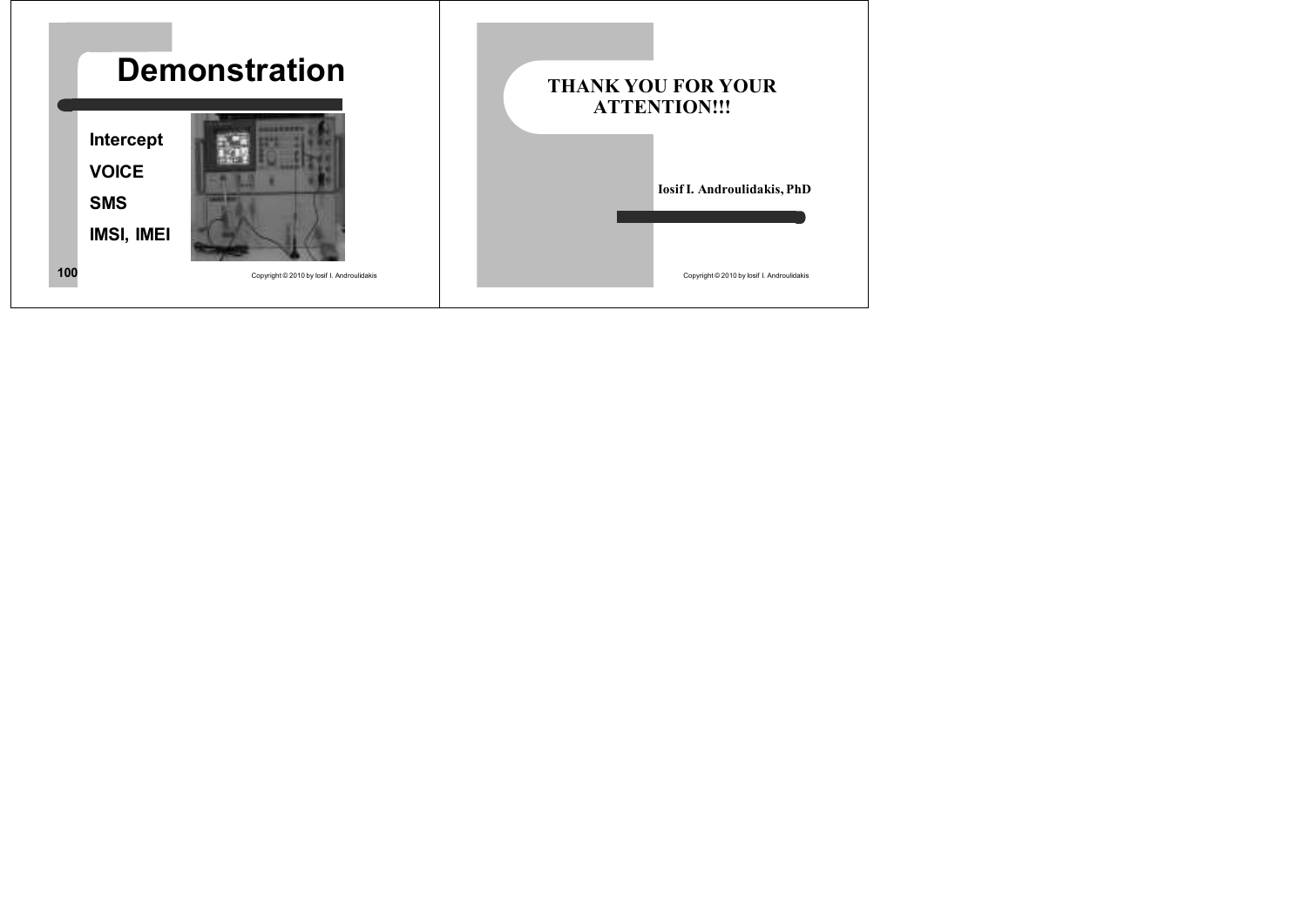# Demonstration

Intercept

VOICE

SMS

IMSI, IMEI

Copyright © 2010 by Iosif I. Androulidakis

# THANK YOU FOR YOUR ATTENTION!!!

**Iosif I. Androulidakis, PhD**

Copyright © 2010 by Iosif I. Androulidakis